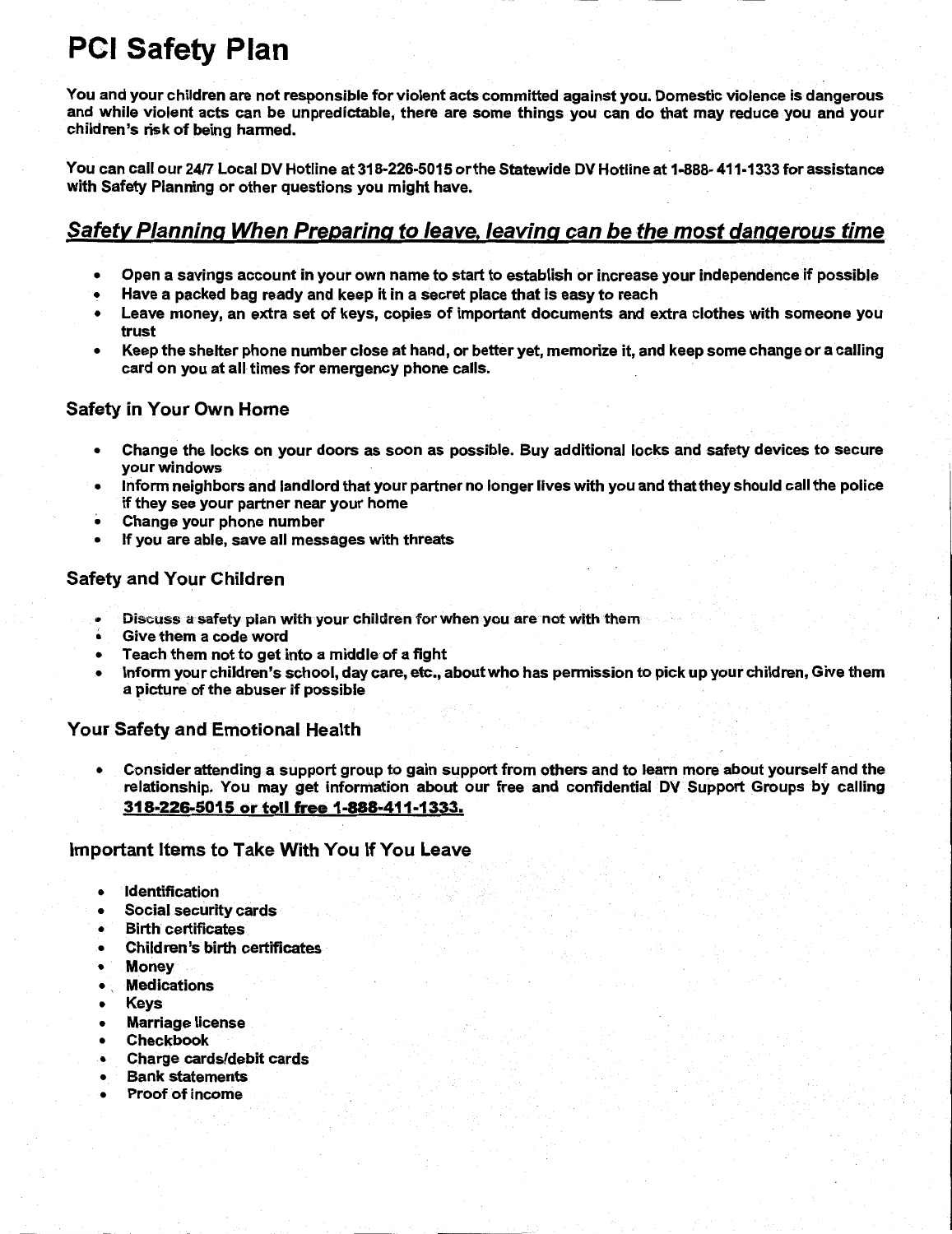# PCI Safety Plan

**You and your children are not responsible for violent acts committed against you. Domestic violence is dangerous and while violent acts can be unpredictable, there are some things you can do that may reduce you and your children's risk of being harmed.**

**You can call our 24/7 Local DV Hotline at 318-226-5015 or the Statewide DV Hotline at 1-888- 411-1333 for assistance with Safety Planning or other questions you might have.**

## ***Safety Planning When Preparing to leave, leaving can be the most dangerous time***

- **Open a savings account in your own name to start to establish or increase your independence if possible**
- **Have a packed bag ready and keep it in a secret place that is easy to reach**
- **Leave money, an extra set of keys, copies of important documents and extra clothes with someone you trust**
- **Keep the shelter phone number close at hand, or better yet, memorize it, and keep some change or a calling card on you at all times for emergency phone calls.**

### Safety in Your Own Home

- **Change the locks on your doors as soon as possible. Buy additional locks and safety devices to secure your windows**
- **Inform neighbors and landlord that your partner no longer lives with you and that they should call the police if they see your partner near your home**
- **Change your phone number**
- **If you are able, save all messages with threats**

### Safety and Your Children

- **Discuss a safety plan with your children for when you are not with them**
- **Give them a code word**
- **Teach them not to get into a middle of a fight**
- **Inform your children's school, day care, etc., about who has permission to pick up your children, Give them a picture of the abuser if possible**

### Your Safety and Emotional Health

- **Consider attending a support group to gain support from others and to learn more about yourself and the relationship. You may get information about our free and confidential DV Support Groups by calling <u>318-226-5015 or toll free 1-888-411-1333.</u>**

### Important Items to Take With You If You Leave

- **Identification**
- **Social security cards**
- **Birth certificates**
- **Children's birth certificates**
- **Money**
- **Medications**
- **Keys**
- **Marriage license**
- **Checkbook**
- **Charge cards/debit cards**
- **Bank statements**
- **Proof of income**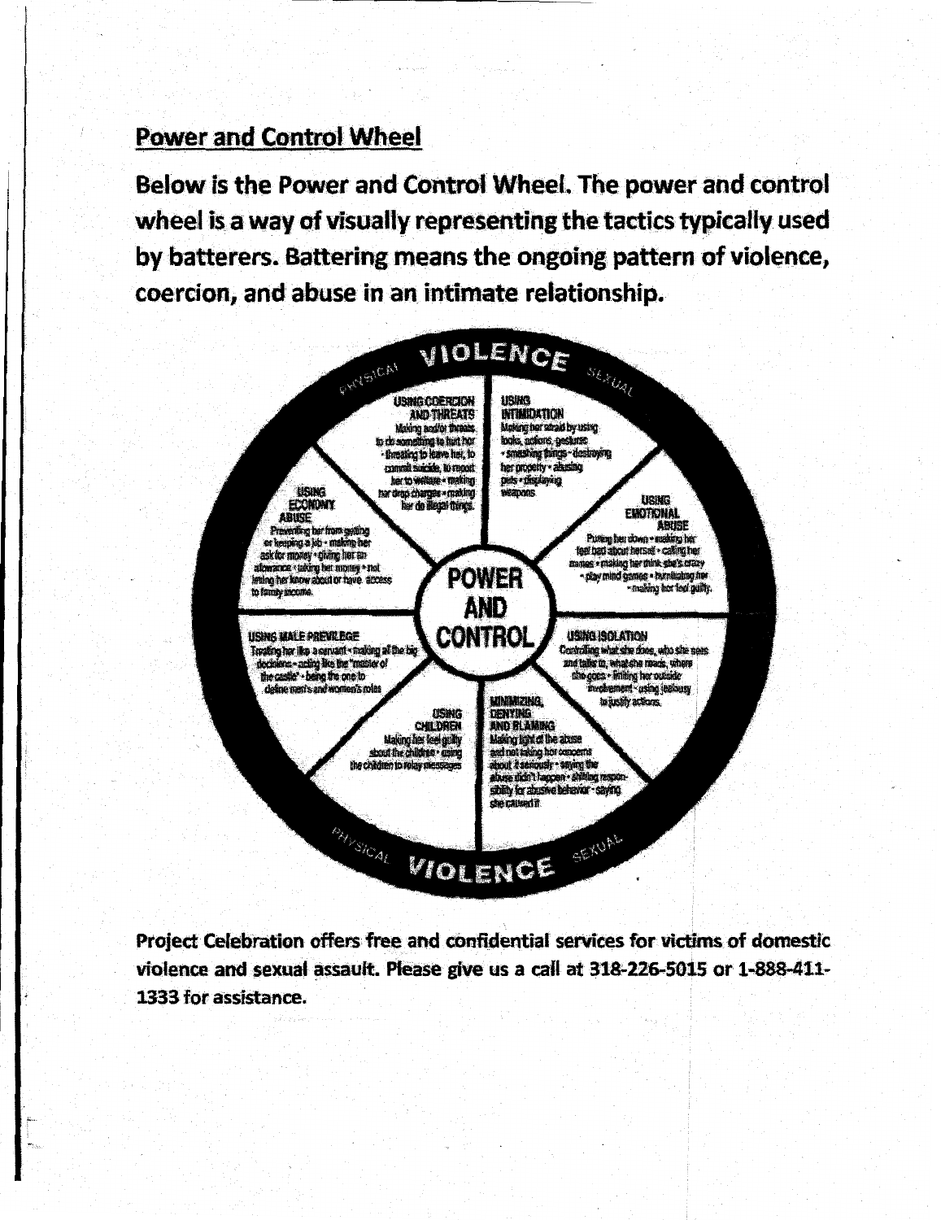## Power and Control Wheel

**Below is the Power and Control Wheel. The power and control wheel is a way of visually representing the tactics typically used by batterers. Battering means the ongoing pattern of violence, coercion, and abuse in an intimate relationship.**

VIOLENCE

PHYSICAL

SEXUAL

USING COERCION AND THREATS

Making and/or threats to do something to hurt her • threating to leave her, to commit suicide, to report her to welfare • making her drop charges • making her do illegal things.

USING INTIMIDATION

Making her afraid by using looks, actions, gestures • smashing things • destroying her property • abusing pets • displaying weapons.

USING EMOTIONAL ABUSE

Putting her down • making her feel bad about herself • calling her names • making her think she's crazy • play mind games • humiliating her • making her feel guilty.

USING ISOLATION

Controlling what she does, who she sees and talks to, what she reads, where she goes • limiting her outside involvement • using jealousy to justify actions.

MINIMIZING, DENYING AND BLAMING

Making light of the abuse and not taking her concerns about it seriously • saying the abuse didn't happen • shifting responsibility for abusive behavior • saying she caused it

USING CHILDREN

Making her feel guilty about the children • using the children to relay messages

USING MALE PREVILEGE

Treating her like a servant • making all the big decisions • acting like the "master of the castle" • being the one to define men's and women's roles

USING ECONOMY ABUSE

Preventing her from getting or keeping a job • making her ask for money • giving her an allowance • taking her money • not letting her know about or have access to family income.

POWER AND CONTROL

PHYSICAL

VIOLENCE

SEXUAL

**Project Celebration offers free and confidential services for victims of domestic violence and sexual assault. Please give us a call at 318-226-5015 or 1-888-411-1333 for assistance.**